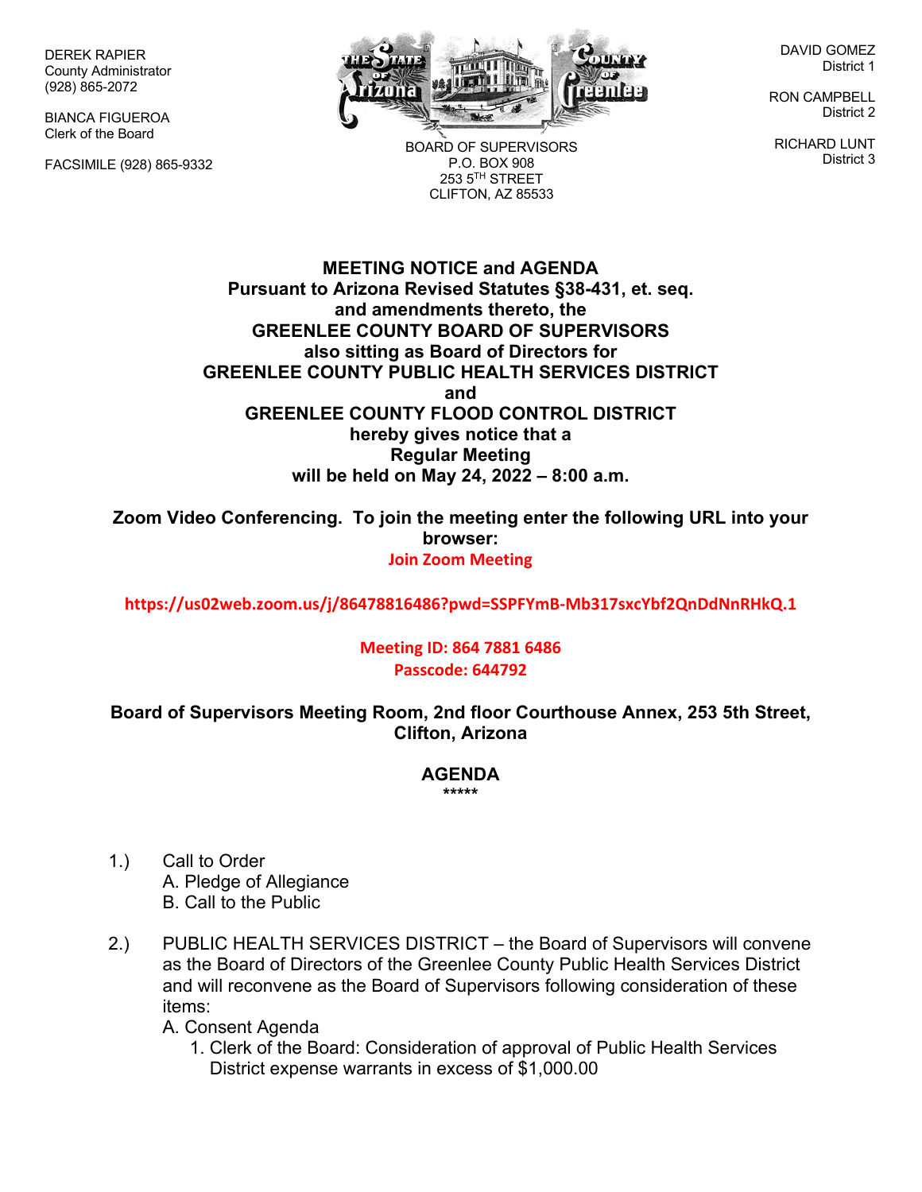DEREK RAPIER
County Administrator
(928) 865-2072

BIANCA FIGUEROA
Clerk of the Board

FACSIMILE (928) 865-9332

BOARD OF SUPERVISORS
P.O. BOX 908
253 5TH STREET
CLIFTON, AZ 85533

DAVID GOMEZ
District 1

RON CAMPBELL
District 2

RICHARD LUNT
District 3

**MEETING NOTICE and AGENDA**
**Pursuant to Arizona Revised Statutes §38-431, et. seq.**
**and amendments thereto, the**
**GREENLEE COUNTY BOARD OF SUPERVISORS**
**also sitting as Board of Directors for**
**GREENLEE COUNTY PUBLIC HEALTH SERVICES DISTRICT**
**and**
**GREENLEE COUNTY FLOOD CONTROL DISTRICT**
**hereby gives notice that a**
**Regular Meeting**
**will be held on May 24, 2022 – 8:00 a.m.**

**Zoom Video Conferencing. To join the meeting enter the following URL into your browser:**

**Join Zoom Meeting**

**https://us02web.zoom.us/j/86478816486?pwd=SSPFYmB-Mb317sxcYbf2QnDdNnRHkQ.1**

**Meeting ID: 864 7881 6486**
**Passcode: 644792**

**Board of Supervisors Meeting Room, 2nd floor Courthouse Annex, 253 5th Street, Clifton, Arizona**

## AGENDA

*****

1.) Call to Order
   A. Pledge of Allegiance
   B. Call to the Public

2.) PUBLIC HEALTH SERVICES DISTRICT – the Board of Supervisors will convene as the Board of Directors of the Greenlee County Public Health Services District and will reconvene as the Board of Supervisors following consideration of these items:
   A. Consent Agenda
      1. Clerk of the Board: Consideration of approval of Public Health Services District expense warrants in excess of $1,000.00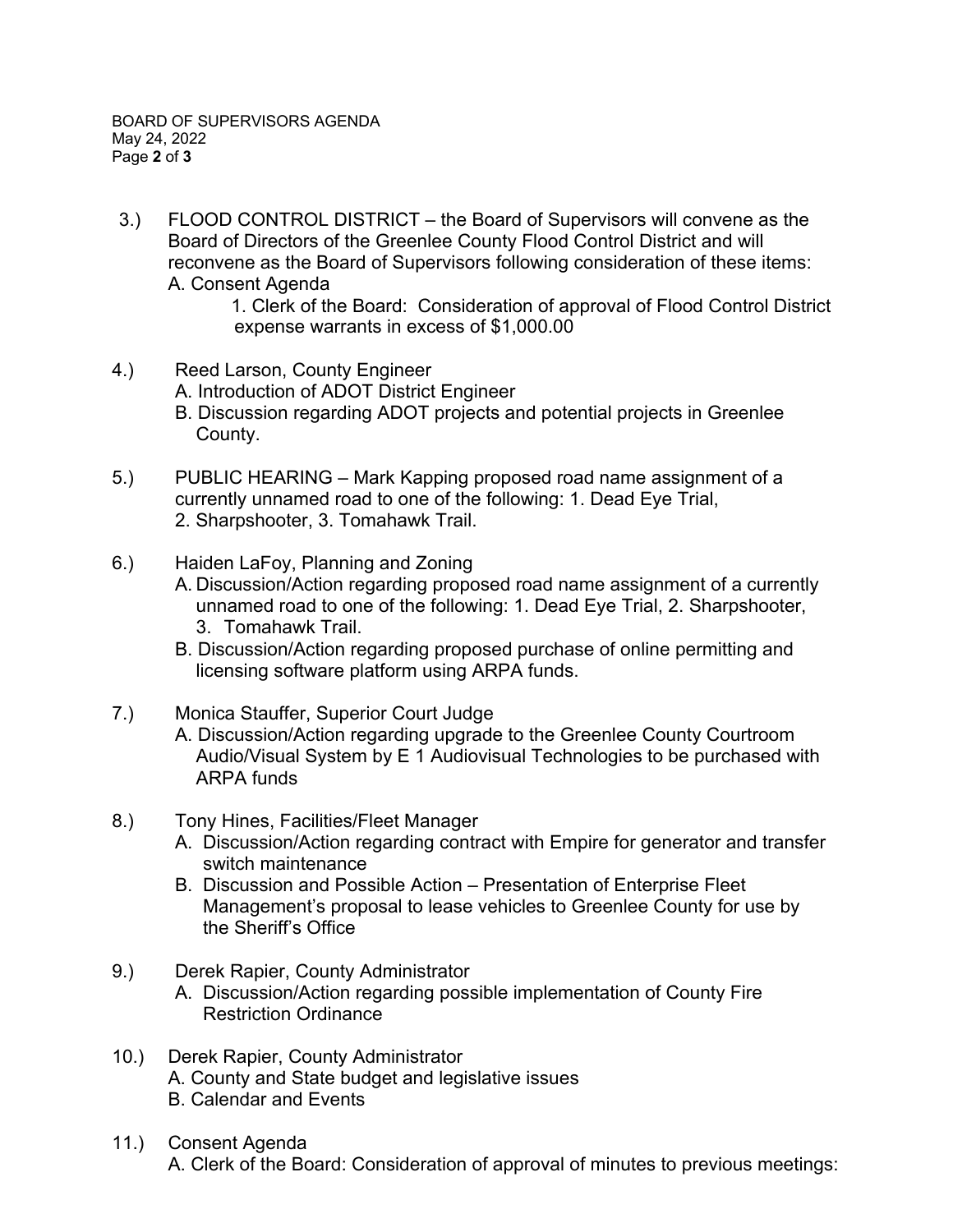3.) FLOOD CONTROL DISTRICT – the Board of Supervisors will convene as the Board of Directors of the Greenlee County Flood Control District and will reconvene as the Board of Supervisors following consideration of these items:
   A. Consent Agenda
      1. Clerk of the Board: Consideration of approval of Flood Control District expense warrants in excess of $1,000.00

4.) Reed Larson, County Engineer
   A. Introduction of ADOT District Engineer
   B. Discussion regarding ADOT projects and potential projects in Greenlee County.

5.) PUBLIC HEARING – Mark Kapping proposed road name assignment of a currently unnamed road to one of the following: 1. Dead Eye Trial, 2. Sharpshooter, 3. Tomahawk Trail.

6.) Haiden LaFoy, Planning and Zoning
   A. Discussion/Action regarding proposed road name assignment of a currently unnamed road to one of the following: 1. Dead Eye Trial, 2. Sharpshooter, 3. Tomahawk Trail.
   B. Discussion/Action regarding proposed purchase of online permitting and licensing software platform using ARPA funds.

7.) Monica Stauffer, Superior Court Judge
   A. Discussion/Action regarding upgrade to the Greenlee County Courtroom Audio/Visual System by E 1 Audiovisual Technologies to be purchased with ARPA funds

8.) Tony Hines, Facilities/Fleet Manager
   A. Discussion/Action regarding contract with Empire for generator and transfer switch maintenance
   B. Discussion and Possible Action – Presentation of Enterprise Fleet Management's proposal to lease vehicles to Greenlee County for use by the Sheriff's Office

9.) Derek Rapier, County Administrator
   A. Discussion/Action regarding possible implementation of County Fire Restriction Ordinance

10.) Derek Rapier, County Administrator
   A. County and State budget and legislative issues
   B. Calendar and Events

11.) Consent Agenda
   A. Clerk of the Board: Consideration of approval of minutes to previous meetings: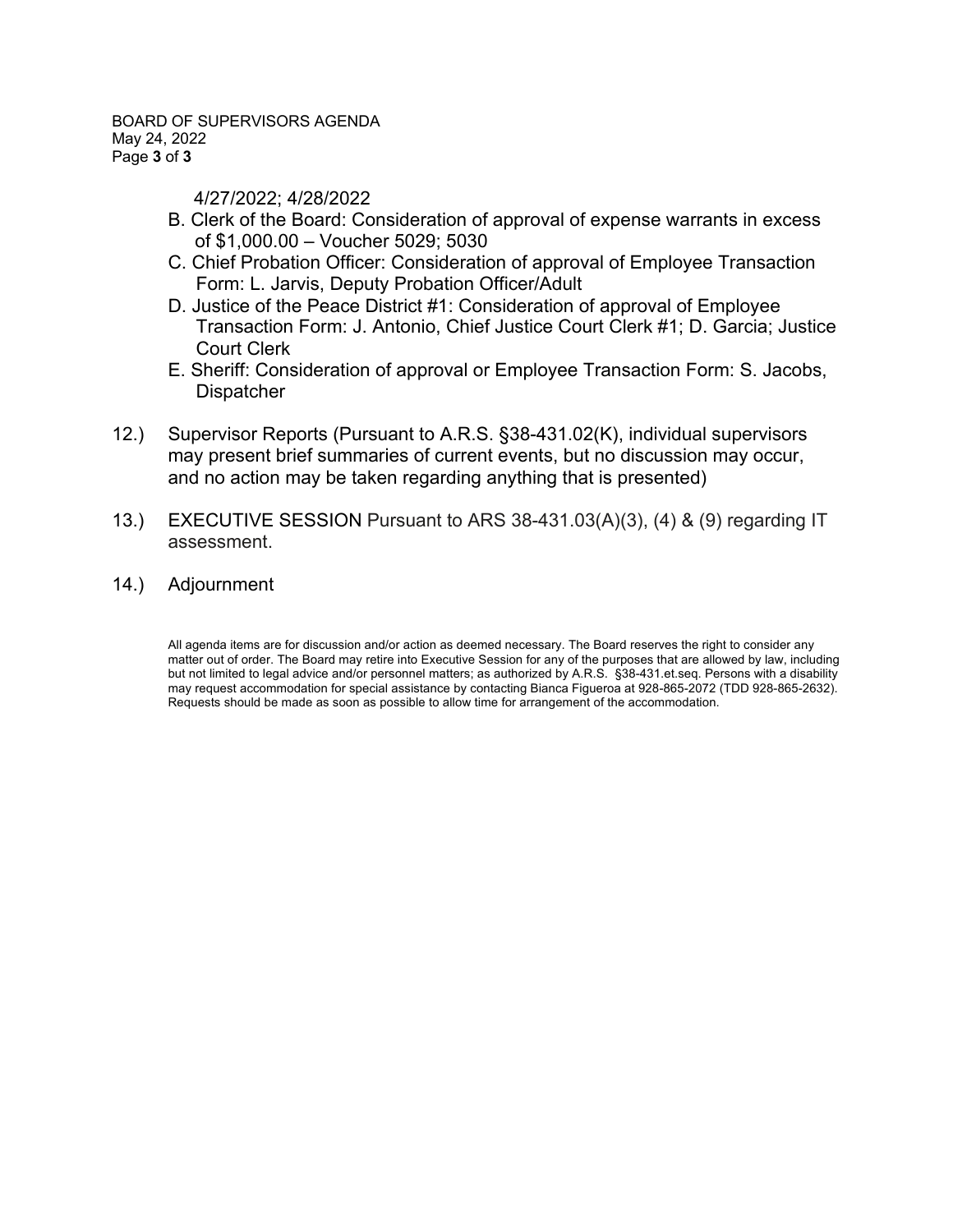4/27/2022; 4/28/2022

B. Clerk of the Board: Consideration of approval of expense warrants in excess of $1,000.00 – Voucher 5029; 5030

C. Chief Probation Officer: Consideration of approval of Employee Transaction Form: L. Jarvis, Deputy Probation Officer/Adult

D. Justice of the Peace District #1: Consideration of approval of Employee Transaction Form: J. Antonio, Chief Justice Court Clerk #1; D. Garcia; Justice Court Clerk

E. Sheriff: Consideration of approval or Employee Transaction Form: S. Jacobs, Dispatcher

12.) Supervisor Reports (Pursuant to A.R.S. §38-431.02(K), individual supervisors may present brief summaries of current events, but no discussion may occur, and no action may be taken regarding anything that is presented)

13.) EXECUTIVE SESSION Pursuant to ARS 38-431.03(A)(3), (4) & (9) regarding IT assessment.

14.) Adjournment

All agenda items are for discussion and/or action as deemed necessary. The Board reserves the right to consider any matter out of order. The Board may retire into Executive Session for any of the purposes that are allowed by law, including but not limited to legal advice and/or personnel matters; as authorized by A.R.S. §38-431.et.seq. Persons with a disability may request accommodation for special assistance by contacting Bianca Figueroa at 928-865-2072 (TDD 928-865-2632). Requests should be made as soon as possible to allow time for arrangement of the accommodation.